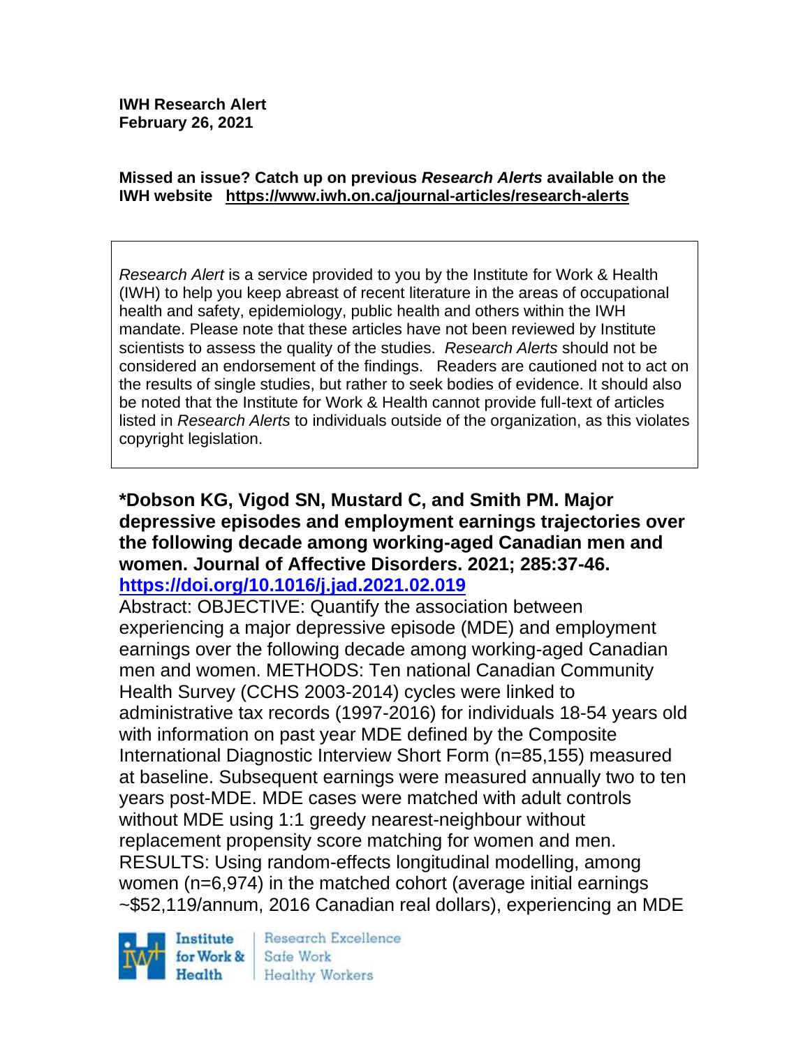**IWH Research Alert**
**February 26, 2021**

**Missed an issue? Catch up on previous *Research Alerts* available on the IWH website https://www.iwh.on.ca/journal-articles/research-alerts**

*Research Alert* is a service provided to you by the Institute for Work & Health (IWH) to help you keep abreast of recent literature in the areas of occupational health and safety, epidemiology, public health and others within the IWH mandate. Please note that these articles have not been reviewed by Institute scientists to assess the quality of the studies. *Research Alerts* should not be considered an endorsement of the findings. Readers are cautioned not to act on the results of single studies, but rather to seek bodies of evidence. It should also be noted that the Institute for Work & Health cannot provide full-text of articles listed in *Research Alerts* to individuals outside of the organization, as this violates copyright legislation.

**\*Dobson KG, Vigod SN, Mustard C, and Smith PM. Major depressive episodes and employment earnings trajectories over the following decade among working-aged Canadian men and women. Journal of Affective Disorders. 2021; 285:37-46.**
**https://doi.org/10.1016/j.jad.2021.02.019**

Abstract: OBJECTIVE: Quantify the association between experiencing a major depressive episode (MDE) and employment earnings over the following decade among working-aged Canadian men and women. METHODS: Ten national Canadian Community Health Survey (CCHS 2003-2014) cycles were linked to administrative tax records (1997-2016) for individuals 18-54 years old with information on past year MDE defined by the Composite International Diagnostic Interview Short Form (n=85,155) measured at baseline. Subsequent earnings were measured annually two to ten years post-MDE. MDE cases were matched with adult controls without MDE using 1:1 greedy nearest-neighbour without replacement propensity score matching for women and men. RESULTS: Using random-effects longitudinal modelling, among women (n=6,974) in the matched cohort (average initial earnings ~$52,119/annum, 2016 Canadian real dollars), experiencing an MDE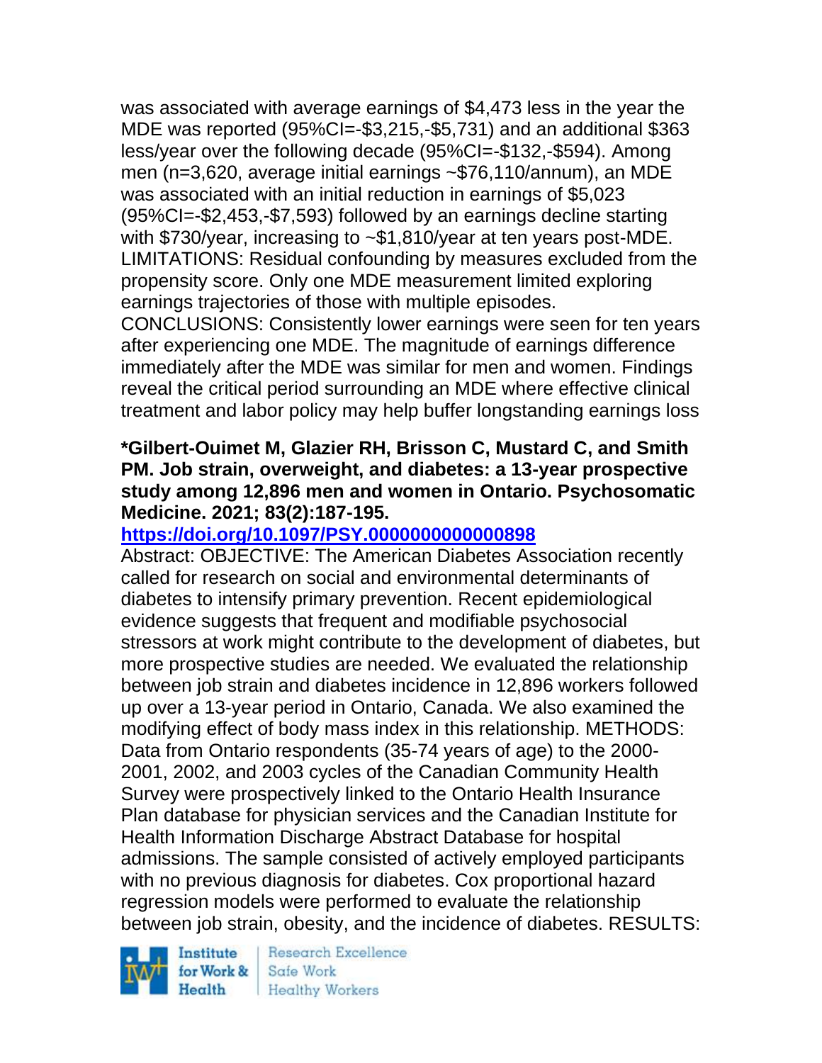was associated with average earnings of $4,473 less in the year the MDE was reported (95%CI=-$3,215,-$5,731) and an additional $363 less/year over the following decade (95%CI=-$132,-$594). Among men (n=3,620, average initial earnings ~$76,110/annum), an MDE was associated with an initial reduction in earnings of $5,023 (95%CI=-$2,453,-$7,593) followed by an earnings decline starting with $730/year, increasing to ~$1,810/year at ten years post-MDE. LIMITATIONS: Residual confounding by measures excluded from the propensity score. Only one MDE measurement limited exploring earnings trajectories of those with multiple episodes. CONCLUSIONS: Consistently lower earnings were seen for ten years after experiencing one MDE. The magnitude of earnings difference immediately after the MDE was similar for men and women. Findings reveal the critical period surrounding an MDE where effective clinical treatment and labor policy may help buffer longstanding earnings loss

**\*Gilbert-Ouimet M, Glazier RH, Brisson C, Mustard C, and Smith PM. Job strain, overweight, and diabetes: a 13-year prospective study among 12,896 men and women in Ontario. Psychosomatic Medicine. 2021; 83(2):187-195.**

**https://doi.org/10.1097/PSY.0000000000000898**

Abstract: OBJECTIVE: The American Diabetes Association recently called for research on social and environmental determinants of diabetes to intensify primary prevention. Recent epidemiological evidence suggests that frequent and modifiable psychosocial stressors at work might contribute to the development of diabetes, but more prospective studies are needed. We evaluated the relationship between job strain and diabetes incidence in 12,896 workers followed up over a 13-year period in Ontario, Canada. We also examined the modifying effect of body mass index in this relationship. METHODS: Data from Ontario respondents (35-74 years of age) to the 2000-2001, 2002, and 2003 cycles of the Canadian Community Health Survey were prospectively linked to the Ontario Health Insurance Plan database for physician services and the Canadian Institute for Health Information Discharge Abstract Database for hospital admissions. The sample consisted of actively employed participants with no previous diagnosis for diabetes. Cox proportional hazard regression models were performed to evaluate the relationship between job strain, obesity, and the incidence of diabetes. RESULTS: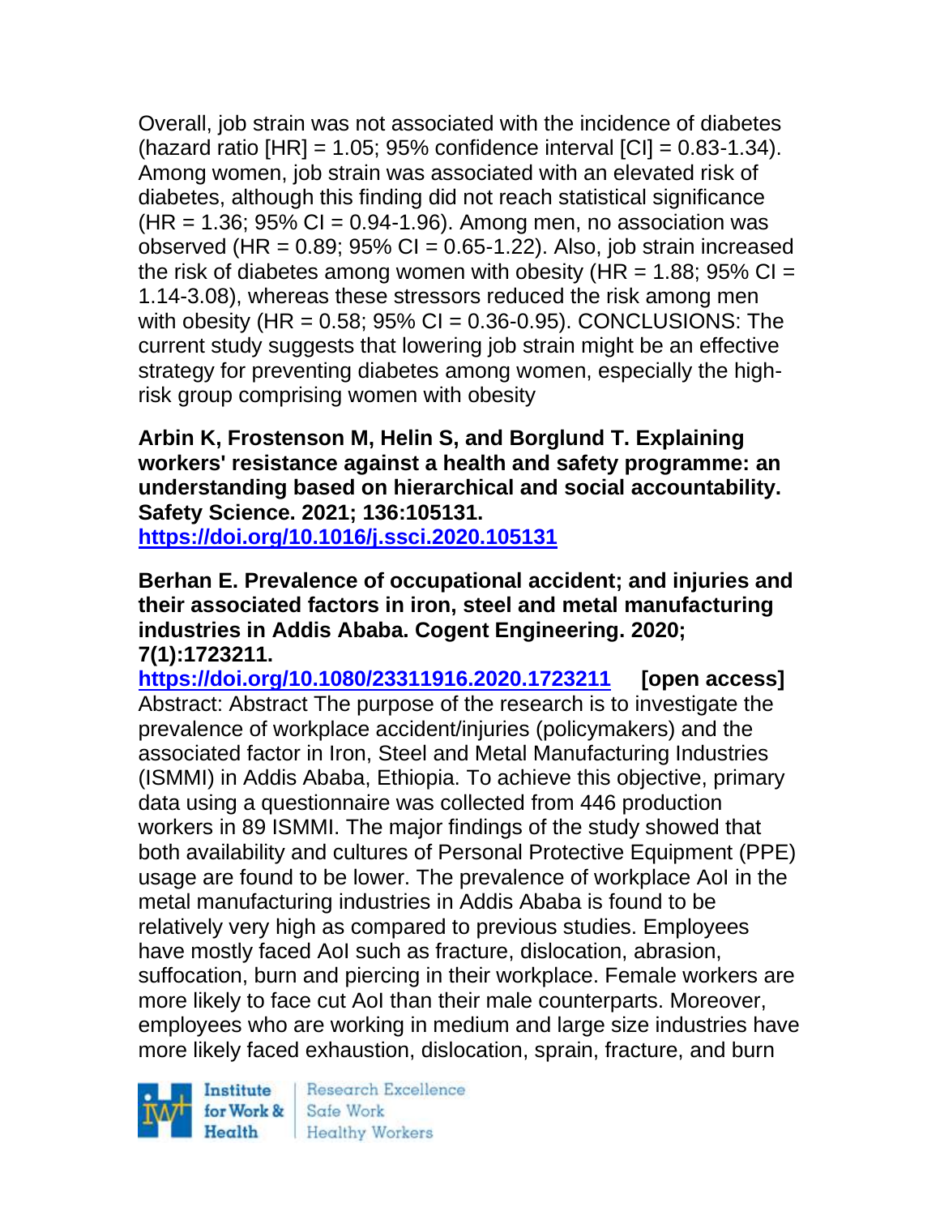Overall, job strain was not associated with the incidence of diabetes (hazard ratio [HR] = 1.05; 95% confidence interval [CI] = 0.83-1.34). Among women, job strain was associated with an elevated risk of diabetes, although this finding did not reach statistical significance (HR = 1.36; 95% CI = 0.94-1.96). Among men, no association was observed (HR = 0.89; 95% CI = 0.65-1.22). Also, job strain increased the risk of diabetes among women with obesity (HR = 1.88; 95% CI = 1.14-3.08), whereas these stressors reduced the risk among men with obesity (HR = 0.58; 95% CI = 0.36-0.95). CONCLUSIONS: The current study suggests that lowering job strain might be an effective strategy for preventing diabetes among women, especially the high-risk group comprising women with obesity

**Arbin K, Frostenson M, Helin S, and Borglund T. Explaining workers' resistance against a health and safety programme: an understanding based on hierarchical and social accountability. Safety Science. 2021; 136:105131.**
**https://doi.org/10.1016/j.ssci.2020.105131**

**Berhan E. Prevalence of occupational accident; and injuries and their associated factors in iron, steel and metal manufacturing industries in Addis Ababa. Cogent Engineering. 2020; 7(1):1723211.**
**https://doi.org/10.1080/23311916.2020.1723211 [open access]**
Abstract: Abstract The purpose of the research is to investigate the prevalence of workplace accident/injuries (policymakers) and the associated factor in Iron, Steel and Metal Manufacturing Industries (ISMMI) in Addis Ababa, Ethiopia. To achieve this objective, primary data using a questionnaire was collected from 446 production workers in 89 ISMMI. The major findings of the study showed that both availability and cultures of Personal Protective Equipment (PPE) usage are found to be lower. The prevalence of workplace AoI in the metal manufacturing industries in Addis Ababa is found to be relatively very high as compared to previous studies. Employees have mostly faced AoI such as fracture, dislocation, abrasion, suffocation, burn and piercing in their workplace. Female workers are more likely to face cut AoI than their male counterparts. Moreover, employees who are working in medium and large size industries have more likely faced exhaustion, dislocation, sprain, fracture, and burn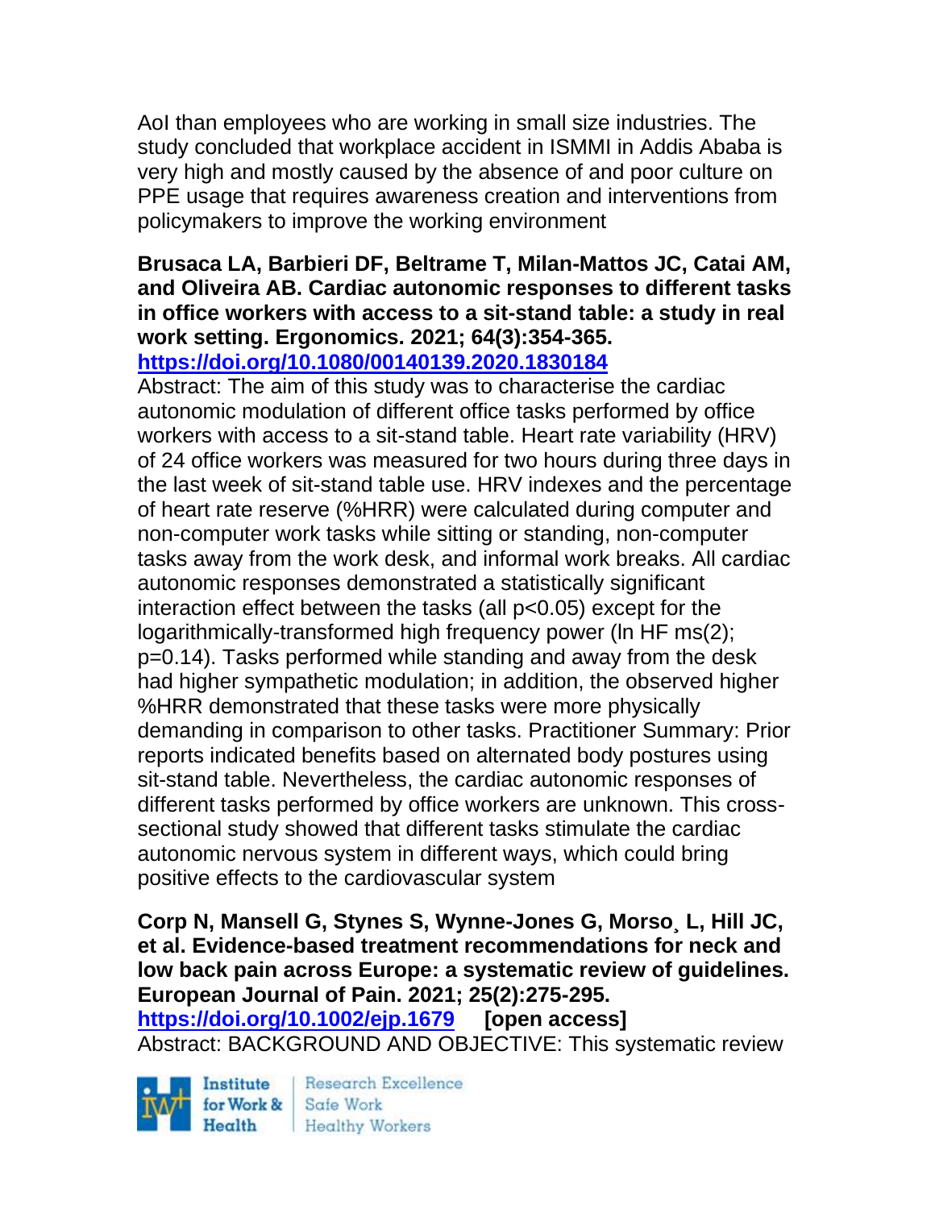AoI than employees who are working in small size industries. The study concluded that workplace accident in ISMMI in Addis Ababa is very high and mostly caused by the absence of and poor culture on PPE usage that requires awareness creation and interventions from policymakers to improve the working environment

**Brusaca LA, Barbieri DF, Beltrame T, Milan-Mattos JC, Catai AM, and Oliveira AB. Cardiac autonomic responses to different tasks in office workers with access to a sit-stand table: a study in real work setting. Ergonomics. 2021; 64(3):354-365. https://doi.org/10.1080/00140139.2020.1830184**

Abstract: The aim of this study was to characterise the cardiac autonomic modulation of different office tasks performed by office workers with access to a sit-stand table. Heart rate variability (HRV) of 24 office workers was measured for two hours during three days in the last week of sit-stand table use. HRV indexes and the percentage of heart rate reserve (%HRR) were calculated during computer and non-computer work tasks while sitting or standing, non-computer tasks away from the work desk, and informal work breaks. All cardiac autonomic responses demonstrated a statistically significant interaction effect between the tasks (all $p<0.05$) except for the logarithmically-transformed high frequency power (ln HF ms(2); $p=0.14$). Tasks performed while standing and away from the desk had higher sympathetic modulation; in addition, the observed higher %HRR demonstrated that these tasks were more physically demanding in comparison to other tasks. Practitioner Summary: Prior reports indicated benefits based on alternated body postures using sit-stand table. Nevertheless, the cardiac autonomic responses of different tasks performed by office workers are unknown. This cross-sectional study showed that different tasks stimulate the cardiac autonomic nervous system in different ways, which could bring positive effects to the cardiovascular system

**Corp N, Mansell G, Stynes S, Wynne-Jones G, Morso¸ L, Hill JC, et al. Evidence-based treatment recommendations for neck and low back pain across Europe: a systematic review of guidelines. European Journal of Pain. 2021; 25(2):275-295. https://doi.org/10.1002/ejp.1679 [open access]**

Abstract: BACKGROUND AND OBJECTIVE: This systematic review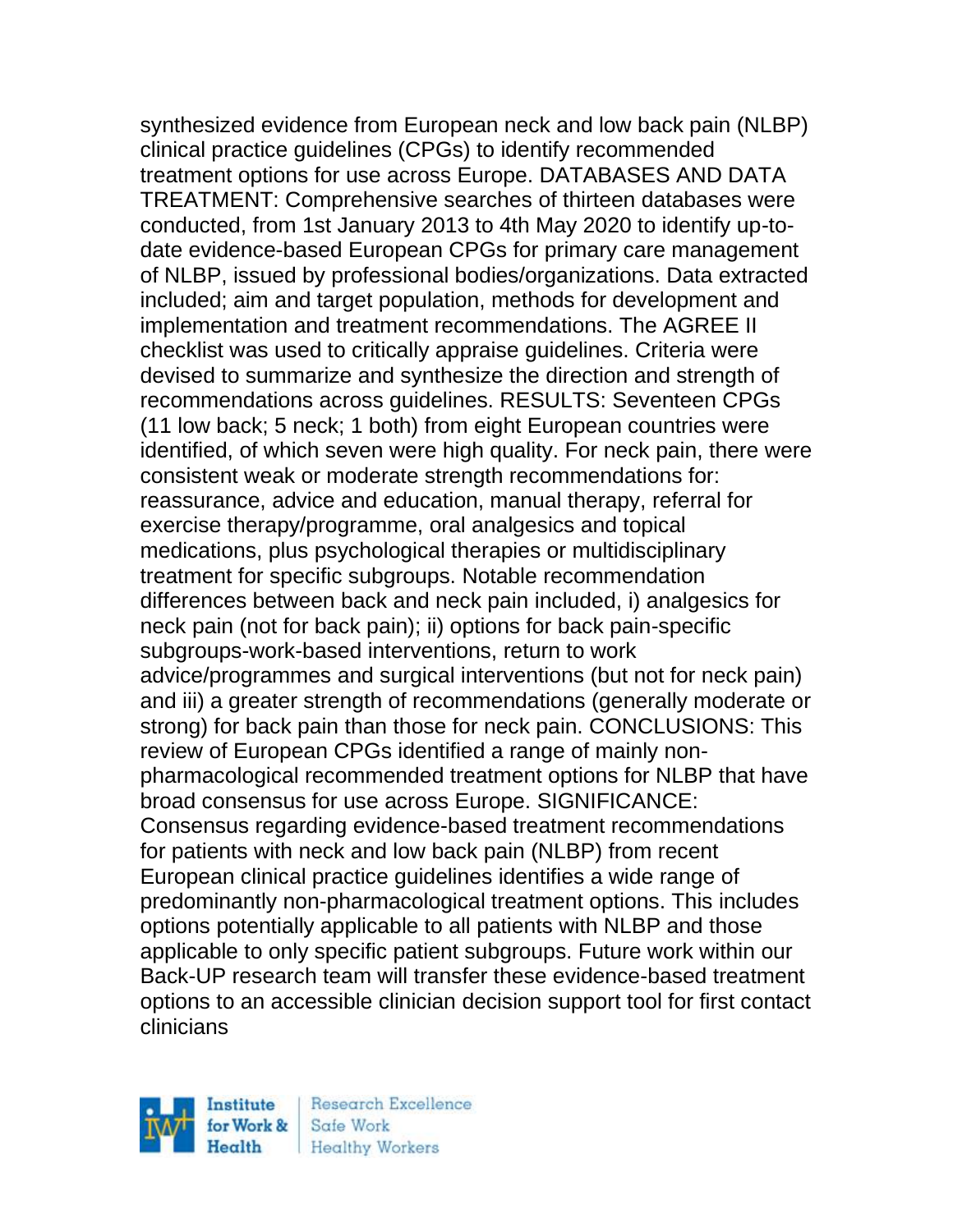synthesized evidence from European neck and low back pain (NLBP) clinical practice guidelines (CPGs) to identify recommended treatment options for use across Europe. DATABASES AND DATA TREATMENT: Comprehensive searches of thirteen databases were conducted, from 1st January 2013 to 4th May 2020 to identify up-to-date evidence-based European CPGs for primary care management of NLBP, issued by professional bodies/organizations. Data extracted included; aim and target population, methods for development and implementation and treatment recommendations. The AGREE II checklist was used to critically appraise guidelines. Criteria were devised to summarize and synthesize the direction and strength of recommendations across guidelines. RESULTS: Seventeen CPGs (11 low back; 5 neck; 1 both) from eight European countries were identified, of which seven were high quality. For neck pain, there were consistent weak or moderate strength recommendations for: reassurance, advice and education, manual therapy, referral for exercise therapy/programme, oral analgesics and topical medications, plus psychological therapies or multidisciplinary treatment for specific subgroups. Notable recommendation differences between back and neck pain included, i) analgesics for neck pain (not for back pain); ii) options for back pain-specific subgroups-work-based interventions, return to work advice/programmes and surgical interventions (but not for neck pain) and iii) a greater strength of recommendations (generally moderate or strong) for back pain than those for neck pain. CONCLUSIONS: This review of European CPGs identified a range of mainly non-pharmacological recommended treatment options for NLBP that have broad consensus for use across Europe. SIGNIFICANCE: Consensus regarding evidence-based treatment recommendations for patients with neck and low back pain (NLBP) from recent European clinical practice guidelines identifies a wide range of predominantly non-pharmacological treatment options. This includes options potentially applicable to all patients with NLBP and those applicable to only specific patient subgroups. Future work within our Back-UP research team will transfer these evidence-based treatment options to an accessible clinician decision support tool for first contact clinicians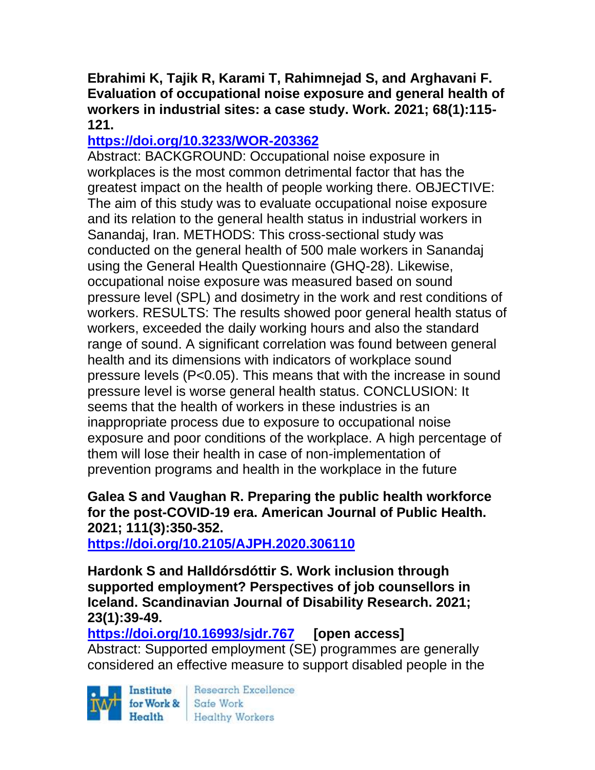**Ebrahimi K, Tajik R, Karami T, Rahimnejad S, and Arghavani F. Evaluation of occupational noise exposure and general health of workers in industrial sites: a case study. Work. 2021; 68(1):115-121.**

**https://doi.org/10.3233/WOR-203362**

Abstract: BACKGROUND: Occupational noise exposure in workplaces is the most common detrimental factor that has the greatest impact on the health of people working there. OBJECTIVE: The aim of this study was to evaluate occupational noise exposure and its relation to the general health status in industrial workers in Sanandaj, Iran. METHODS: This cross-sectional study was conducted on the general health of 500 male workers in Sanandaj using the General Health Questionnaire (GHQ-28). Likewise, occupational noise exposure was measured based on sound pressure level (SPL) and dosimetry in the work and rest conditions of workers. RESULTS: The results showed poor general health status of workers, exceeded the daily working hours and also the standard range of sound. A significant correlation was found between general health and its dimensions with indicators of workplace sound pressure levels ($P<0.05$). This means that with the increase in sound pressure level is worse general health status. CONCLUSION: It seems that the health of workers in these industries is an inappropriate process due to exposure to occupational noise exposure and poor conditions of the workplace. A high percentage of them will lose their health in case of non-implementation of prevention programs and health in the workplace in the future

**Galea S and Vaughan R. Preparing the public health workforce for the post-COVID-19 era. American Journal of Public Health. 2021; 111(3):350-352.**

**https://doi.org/10.2105/AJPH.2020.306110**

**Hardonk S and Halldórsdóttir S. Work inclusion through supported employment? Perspectives of job counsellors in Iceland. Scandinavian Journal of Disability Research. 2021; 23(1):39-49.**

**https://doi.org/10.16993/sjdr.767 [open access]**

Abstract: Supported employment (SE) programmes are generally considered an effective measure to support disabled people in the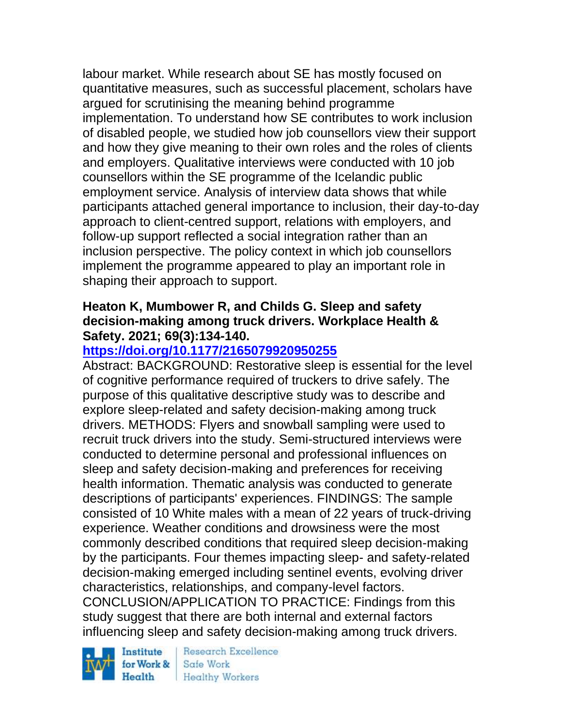labour market. While research about SE has mostly focused on quantitative measures, such as successful placement, scholars have argued for scrutinising the meaning behind programme implementation. To understand how SE contributes to work inclusion of disabled people, we studied how job counsellors view their support and how they give meaning to their own roles and the roles of clients and employers. Qualitative interviews were conducted with 10 job counsellors within the SE programme of the Icelandic public employment service. Analysis of interview data shows that while participants attached general importance to inclusion, their day-to-day approach to client-centred support, relations with employers, and follow-up support reflected a social integration rather than an inclusion perspective. The policy context in which job counsellors implement the programme appeared to play an important role in shaping their approach to support.

**Heaton K, Mumbower R, and Childs G. Sleep and safety decision-making among truck drivers. Workplace Health & Safety. 2021; 69(3):134-140.**

**https://doi.org/10.1177/2165079920950255**

Abstract: BACKGROUND: Restorative sleep is essential for the level of cognitive performance required of truckers to drive safely. The purpose of this qualitative descriptive study was to describe and explore sleep-related and safety decision-making among truck drivers. METHODS: Flyers and snowball sampling were used to recruit truck drivers into the study. Semi-structured interviews were conducted to determine personal and professional influences on sleep and safety decision-making and preferences for receiving health information. Thematic analysis was conducted to generate descriptions of participants' experiences. FINDINGS: The sample consisted of 10 White males with a mean of 22 years of truck-driving experience. Weather conditions and drowsiness were the most commonly described conditions that required sleep decision-making by the participants. Four themes impacting sleep- and safety-related decision-making emerged including sentinel events, evolving driver characteristics, relationships, and company-level factors. CONCLUSION/APPLICATION TO PRACTICE: Findings from this study suggest that there are both internal and external factors influencing sleep and safety decision-making among truck drivers.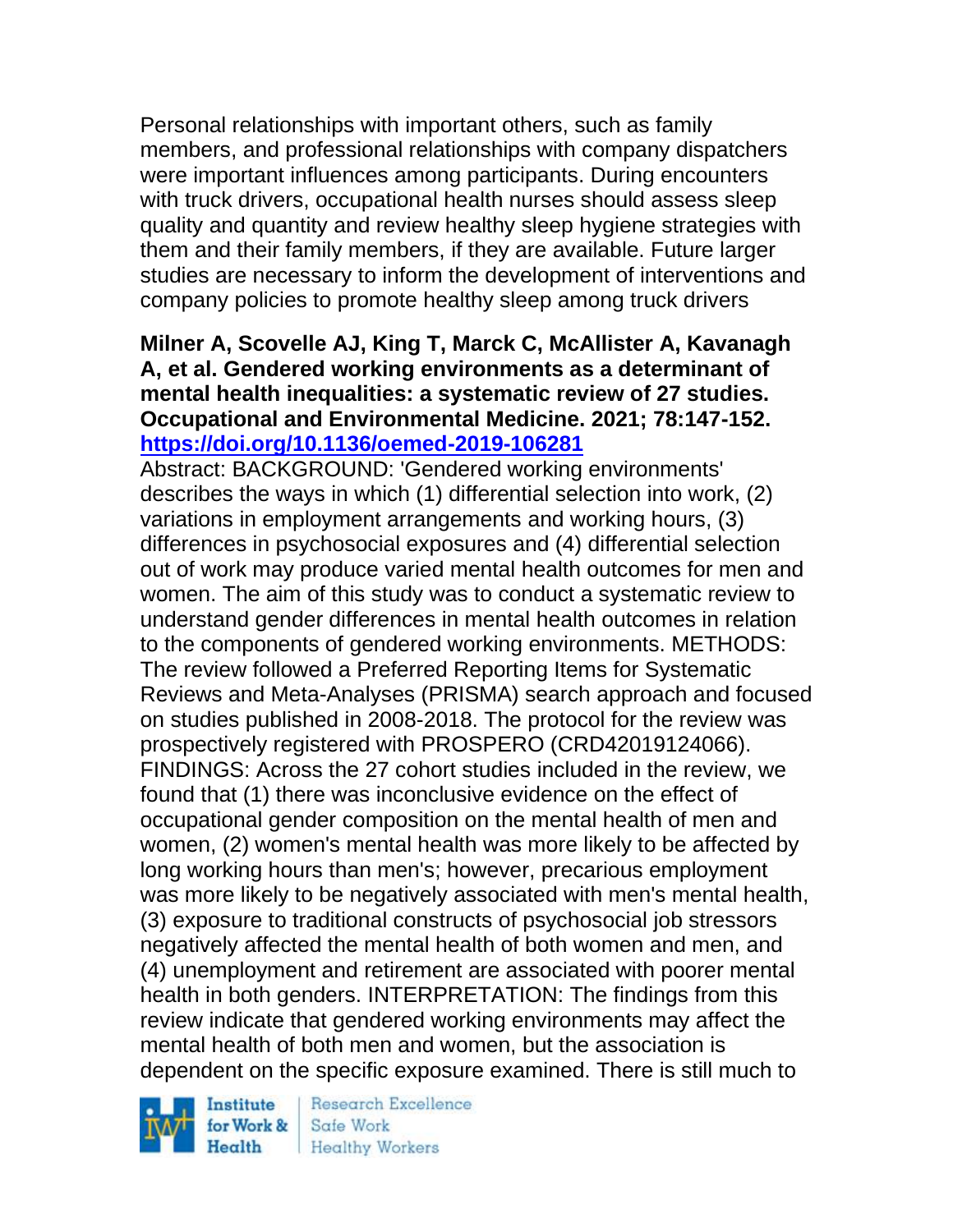Personal relationships with important others, such as family members, and professional relationships with company dispatchers were important influences among participants. During encounters with truck drivers, occupational health nurses should assess sleep quality and quantity and review healthy sleep hygiene strategies with them and their family members, if they are available. Future larger studies are necessary to inform the development of interventions and company policies to promote healthy sleep among truck drivers

**Milner A, Scovelle AJ, King T, Marck C, McAllister A, Kavanagh A, et al. Gendered working environments as a determinant of mental health inequalities: a systematic review of 27 studies. Occupational and Environmental Medicine. 2021; 78:147-152. https://doi.org/10.1136/oemed-2019-106281**

Abstract: BACKGROUND: 'Gendered working environments' describes the ways in which (1) differential selection into work, (2) variations in employment arrangements and working hours, (3) differences in psychosocial exposures and (4) differential selection out of work may produce varied mental health outcomes for men and women. The aim of this study was to conduct a systematic review to understand gender differences in mental health outcomes in relation to the components of gendered working environments. METHODS: The review followed a Preferred Reporting Items for Systematic Reviews and Meta-Analyses (PRISMA) search approach and focused on studies published in 2008-2018. The protocol for the review was prospectively registered with PROSPERO (CRD42019124066). FINDINGS: Across the 27 cohort studies included in the review, we found that (1) there was inconclusive evidence on the effect of occupational gender composition on the mental health of men and women, (2) women's mental health was more likely to be affected by long working hours than men's; however, precarious employment was more likely to be negatively associated with men's mental health, (3) exposure to traditional constructs of psychosocial job stressors negatively affected the mental health of both women and men, and (4) unemployment and retirement are associated with poorer mental health in both genders. INTERPRETATION: The findings from this review indicate that gendered working environments may affect the mental health of both men and women, but the association is dependent on the specific exposure examined. There is still much to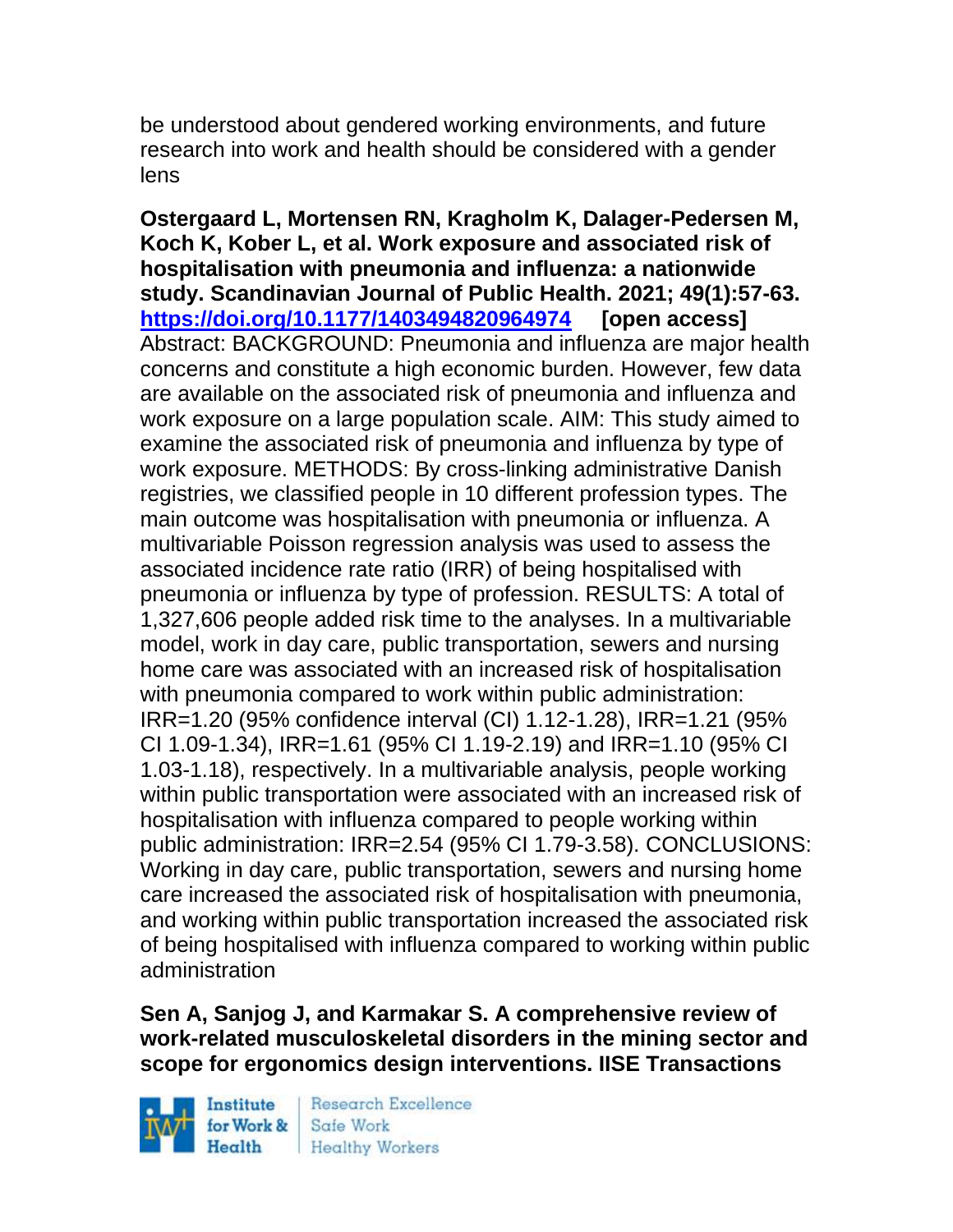be understood about gendered working environments, and future research into work and health should be considered with a gender lens

**Ostergaard L, Mortensen RN, Kragholm K, Dalager-Pedersen M, Koch K, Kober L, et al. Work exposure and associated risk of hospitalisation with pneumonia and influenza: a nationwide study. Scandinavian Journal of Public Health. 2021; 49(1):57-63. https://doi.org/10.1177/1403494820964974 [open access]**
Abstract: BACKGROUND: Pneumonia and influenza are major health concerns and constitute a high economic burden. However, few data are available on the associated risk of pneumonia and influenza and work exposure on a large population scale. AIM: This study aimed to examine the associated risk of pneumonia and influenza by type of work exposure. METHODS: By cross-linking administrative Danish registries, we classified people in 10 different profession types. The main outcome was hospitalisation with pneumonia or influenza. A multivariable Poisson regression analysis was used to assess the associated incidence rate ratio (IRR) of being hospitalised with pneumonia or influenza by type of profession. RESULTS: A total of 1,327,606 people added risk time to the analyses. In a multivariable model, work in day care, public transportation, sewers and nursing home care was associated with an increased risk of hospitalisation with pneumonia compared to work within public administration: IRR=1.20 (95% confidence interval (CI) 1.12-1.28), IRR=1.21 (95% CI 1.09-1.34), IRR=1.61 (95% CI 1.19-2.19) and IRR=1.10 (95% CI 1.03-1.18), respectively. In a multivariable analysis, people working within public transportation were associated with an increased risk of hospitalisation with influenza compared to people working within public administration: IRR=2.54 (95% CI 1.79-3.58). CONCLUSIONS: Working in day care, public transportation, sewers and nursing home care increased the associated risk of hospitalisation with pneumonia, and working within public transportation increased the associated risk of being hospitalised with influenza compared to working within public administration

**Sen A, Sanjog J, and Karmakar S. A comprehensive review of work-related musculoskeletal disorders in the mining sector and scope for ergonomics design interventions. IISE Transactions**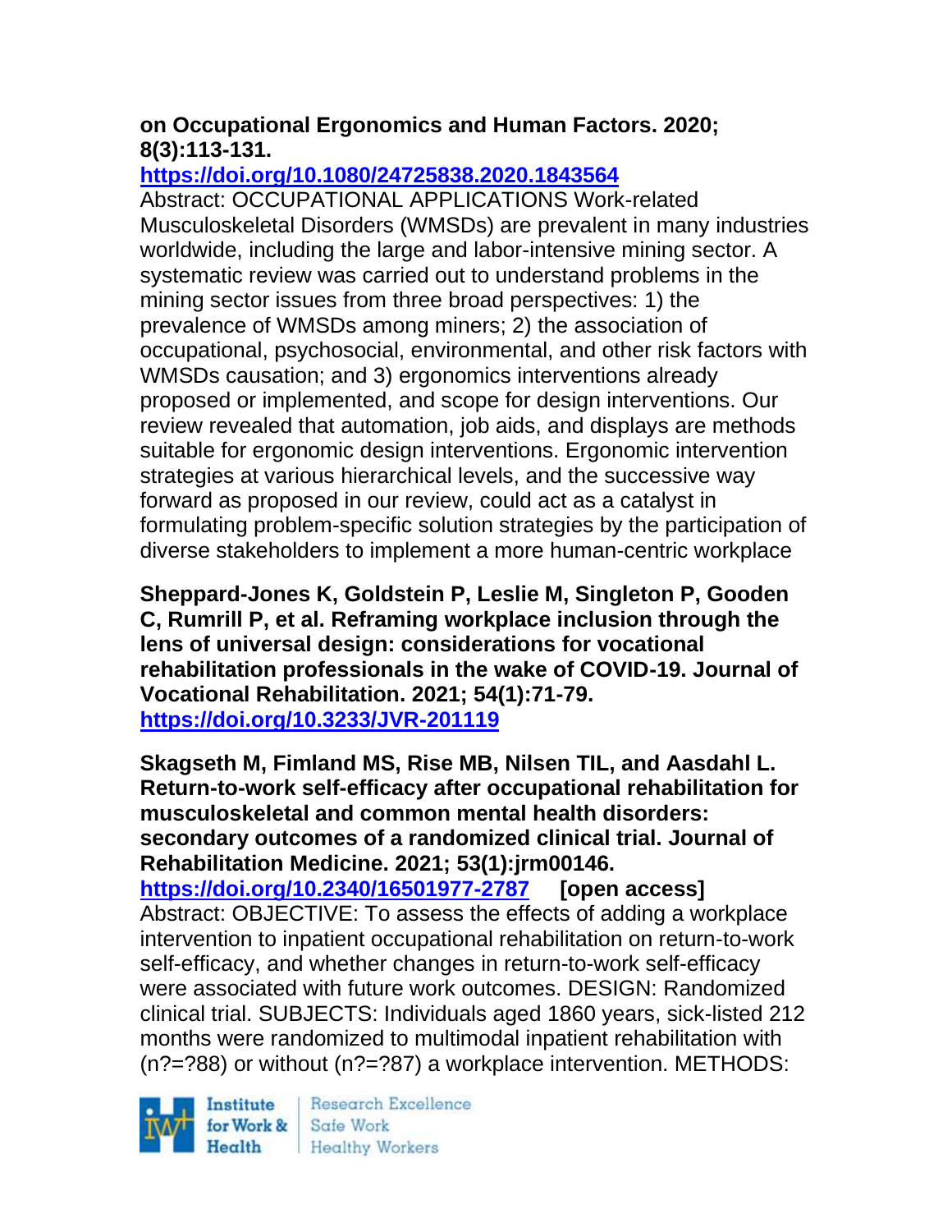**on Occupational Ergonomics and Human Factors. 2020; 8(3):113-131.**
**https://doi.org/10.1080/24725838.2020.1843564**
Abstract: OCCUPATIONAL APPLICATIONS Work-related Musculoskeletal Disorders (WMSDs) are prevalent in many industries worldwide, including the large and labor-intensive mining sector. A systematic review was carried out to understand problems in the mining sector issues from three broad perspectives: 1) the prevalence of WMSDs among miners; 2) the association of occupational, psychosocial, environmental, and other risk factors with WMSDs causation; and 3) ergonomics interventions already proposed or implemented, and scope for design interventions. Our review revealed that automation, job aids, and displays are methods suitable for ergonomic design interventions. Ergonomic intervention strategies at various hierarchical levels, and the successive way forward as proposed in our review, could act as a catalyst in formulating problem-specific solution strategies by the participation of diverse stakeholders to implement a more human-centric workplace

**Sheppard-Jones K, Goldstein P, Leslie M, Singleton P, Gooden C, Rumrill P, et al. Reframing workplace inclusion through the lens of universal design: considerations for vocational rehabilitation professionals in the wake of COVID-19. Journal of Vocational Rehabilitation. 2021; 54(1):71-79.**
**https://doi.org/10.3233/JVR-201119**

**Skagseth M, Fimland MS, Rise MB, Nilsen TIL, and Aasdahl L. Return-to-work self-efficacy after occupational rehabilitation for musculoskeletal and common mental health disorders: secondary outcomes of a randomized clinical trial. Journal of Rehabilitation Medicine. 2021; 53(1):jrm00146.**
**https://doi.org/10.2340/16501977-2787 [open access]**
Abstract: OBJECTIVE: To assess the effects of adding a workplace intervention to inpatient occupational rehabilitation on return-to-work self-efficacy, and whether changes in return-to-work self-efficacy were associated with future work outcomes. DESIGN: Randomized clinical trial. SUBJECTS: Individuals aged 1860 years, sick-listed 212 months were randomized to multimodal inpatient rehabilitation with (n?=?88) or without (n?=?87) a workplace intervention. METHODS: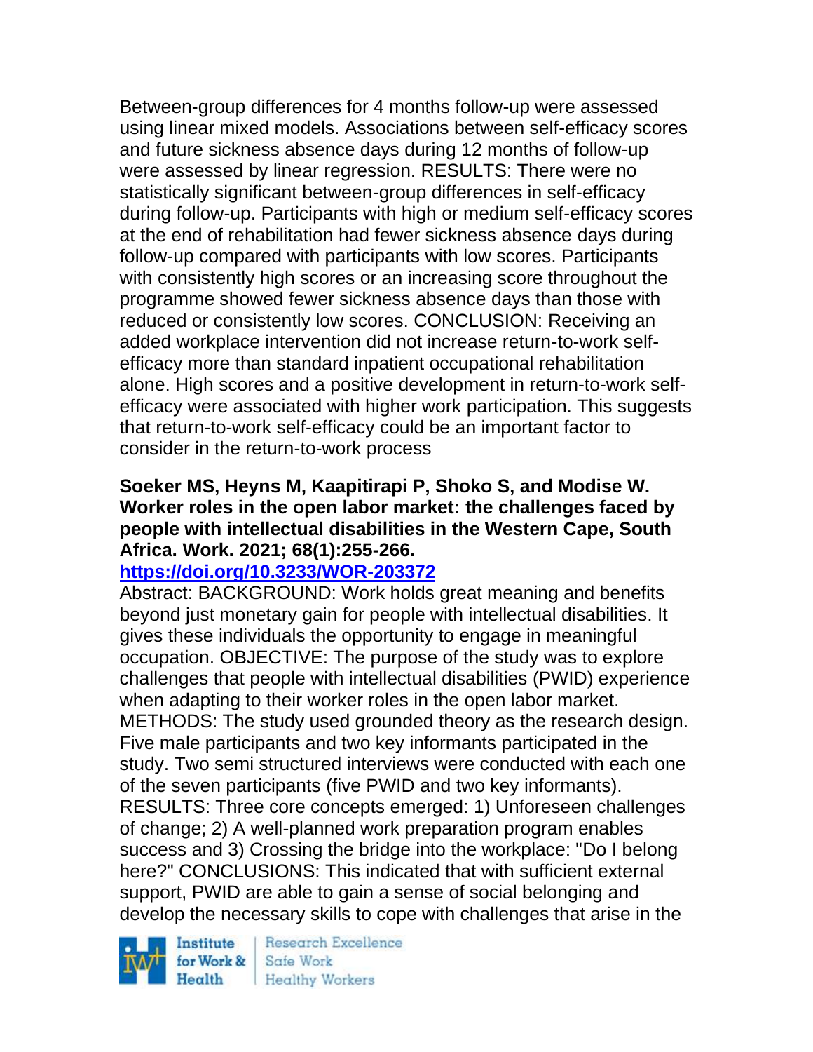Between-group differences for 4 months follow-up were assessed using linear mixed models. Associations between self-efficacy scores and future sickness absence days during 12 months of follow-up were assessed by linear regression. RESULTS: There were no statistically significant between-group differences in self-efficacy during follow-up. Participants with high or medium self-efficacy scores at the end of rehabilitation had fewer sickness absence days during follow-up compared with participants with low scores. Participants with consistently high scores or an increasing score throughout the programme showed fewer sickness absence days than those with reduced or consistently low scores. CONCLUSION: Receiving an added workplace intervention did not increase return-to-work self-efficacy more than standard inpatient occupational rehabilitation alone. High scores and a positive development in return-to-work self-efficacy were associated with higher work participation. This suggests that return-to-work self-efficacy could be an important factor to consider in the return-to-work process

**Soeker MS, Heyns M, Kaapitirapi P, Shoko S, and Modise W. Worker roles in the open labor market: the challenges faced by people with intellectual disabilities in the Western Cape, South Africa. Work. 2021; 68(1):255-266.**

**https://doi.org/10.3233/WOR-203372**

Abstract: BACKGROUND: Work holds great meaning and benefits beyond just monetary gain for people with intellectual disabilities. It gives these individuals the opportunity to engage in meaningful occupation. OBJECTIVE: The purpose of the study was to explore challenges that people with intellectual disabilities (PWID) experience when adapting to their worker roles in the open labor market. METHODS: The study used grounded theory as the research design. Five male participants and two key informants participated in the study. Two semi structured interviews were conducted with each one of the seven participants (five PWID and two key informants). RESULTS: Three core concepts emerged: 1) Unforeseen challenges of change; 2) A well-planned work preparation program enables success and 3) Crossing the bridge into the workplace: "Do I belong here?" CONCLUSIONS: This indicated that with sufficient external support, PWID are able to gain a sense of social belonging and develop the necessary skills to cope with challenges that arise in the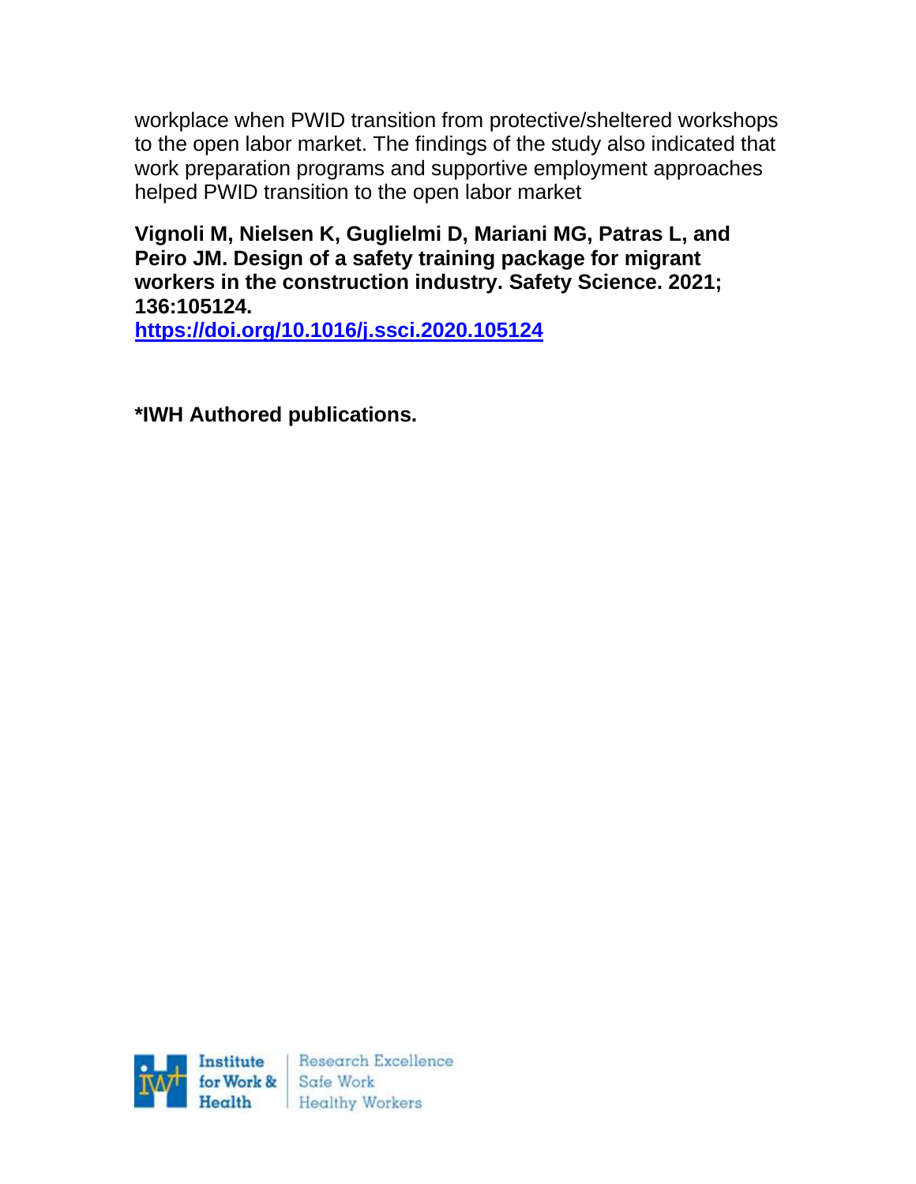workplace when PWID transition from protective/sheltered workshops to the open labor market. The findings of the study also indicated that work preparation programs and supportive employment approaches helped PWID transition to the open labor market

**Vignoli M, Nielsen K, Guglielmi D, Mariani MG, Patras L, and Peiro JM. Design of a safety training package for migrant workers in the construction industry. Safety Science. 2021; 136:105124.**
**https://doi.org/10.1016/j.ssci.2020.105124**

**\*IWH Authored publications.**